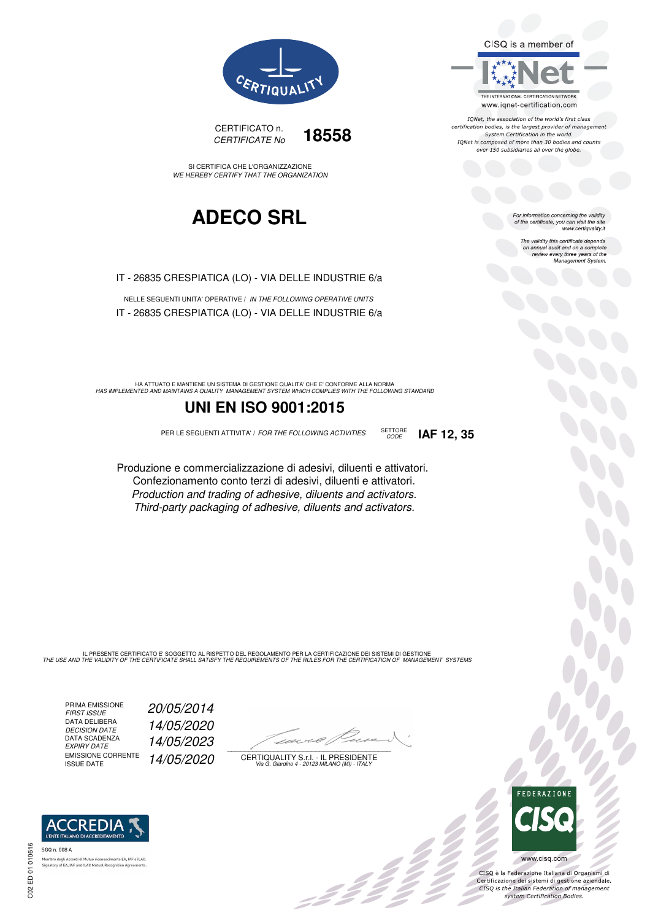CERTIQUALITY

CERTIFICATO n.
*CERTIFICATE No* **18558**

SI CERTIFICA CHE L'ORGANIZZAZIONE
*WE HEREBY CERTIFY THAT THE ORGANIZATION*

# ADECO SRL

IT - 26835 CRESPIATICA (LO) - VIA DELLE INDUSTRIE 6/a

NELLE SEGUENTI UNITA' OPERATIVE / *IN THE FOLLOWING OPERATIVE UNITS*

IT - 26835 CRESPIATICA (LO) - VIA DELLE INDUSTRIE 6/a

HA ATTUATO E MANTIENE UN SISTEMA DI GESTIONE QUALITA' CHE E' CONFORME ALLA NORMA
*HAS IMPLEMENTED AND MAINTAINS A QUALITY MANAGEMENT SYSTEM WHICH COMPLIES WITH THE FOLLOWING STANDARD*

## UNI EN ISO 9001:2015

PER LE SEGUENTI ATTIVITA' / *FOR THE FOLLOWING ACTIVITIES* SETTORE *CODE* **IAF 12, 35**

Produzione e commercializzazione di adesivi, diluenti e attivatori.
Confezionamento conto terzi di adesivi, diluenti e attivatori.
*Production and trading of adhesive, diluents and activators.*
*Third-party packaging of adhesive, diluents and activators.*

IL PRESENTE CERTIFICATO E' SOGGETTO AL RISPETTO DEL REGOLAMENTO PER LA CERTIFICAZIONE DEI SISTEMI DI GESTIONE
*THE USE AND THE VALIDITY OF THE CERTIFICATE SHALL SATISFY THE REQUIREMENTS OF THE RULES FOR THE CERTIFICATION OF MANAGEMENT SYSTEMS*

| | |
|---|---|
| PRIMA EMISSIONE *FIRST ISSUE* | *20/05/2014* |
| DATA DELIBERA *DECISION DATE* | *14/05/2020* |
| DATA SCADENZA *EXPIRY DATE* | *14/05/2023* |
| EMISSIONE CORRENTE *ISSUE DATE* | *14/05/2020* |

CERTIQUALITY S.r.l. - IL PRESIDENTE
*Via G. Giardino 4 - 20123 MILANO (MI) - ITALY*

CISQ is a member of IQNet
THE INTERNATIONAL CERTIFICATION NETWORK
www.iqnet-certification.com

*IQNet, the association of the world's first class certification bodies, is the largest provider of management System Certification in the world. IQNet is composed of more than 30 bodies and counts over 150 subsidiaries all over the globe.*

*For information concerning the validity of the certificate, you can visit the site www.certiquality.it*

*The validity this certificate depends on annual audit and on a complete review every three years of the Management System.*

ACCREDIA
L'ENTE ITALIANO DI ACCREDITAMENTO
SGQ n. 008 A
Membro degli Accordi di Mutuo riconoscimento EA, IAF e ILAC.
Signatory of EA, IAF and ILAC Mutual Recognition Agreements.

FEDERAZIONE CISQ
www.cisq.com

CISQ è la Federazione Italiana di Organismi di Certificazione dei sistemi di gestione aziendale.
*CISQ is the Italian Federation of management system Certification Bodies.*

C02 ED 01 010616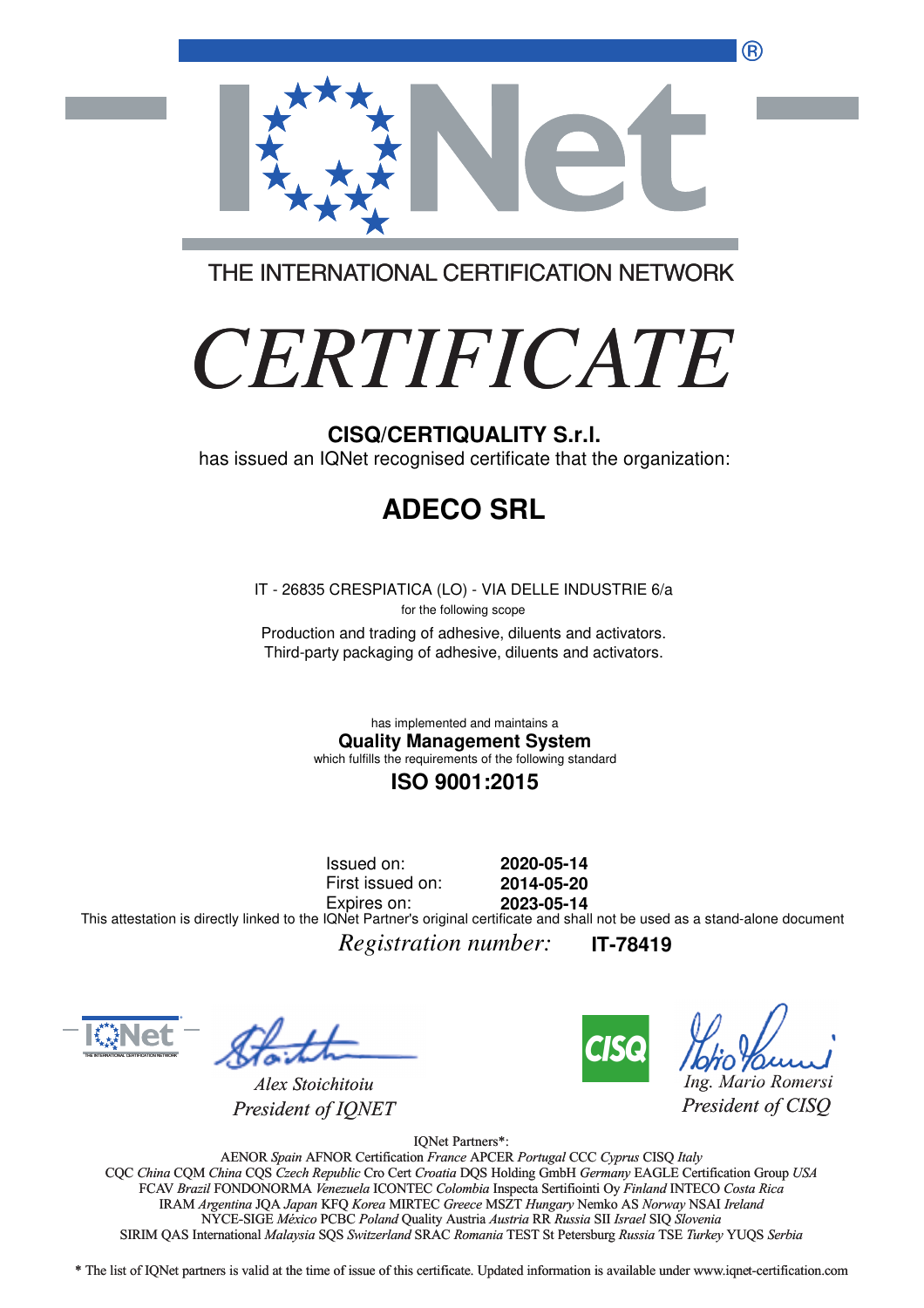THE INTERNATIONAL CERTIFICATION NETWORK

# CERTIFICATE

**CISQ/CERTIQUALITY S.r.l.**

has issued an IQNet recognised certificate that the organization:

## ADECO SRL

IT - 26835 CRESPIATICA (LO) - VIA DELLE INDUSTRIE 6/a

for the following scope

Production and trading of adhesive, diluents and activators.
Third-party packaging of adhesive, diluents and activators.

has implemented and maintains a

**Quality Management System**

which fulfills the requirements of the following standard

**ISO 9001:2015**

Issued on: **2020-05-14**
First issued on: **2014-05-20**
Expires on: **2023-05-14**

This attestation is directly linked to the IQNet Partner's original certificate and shall not be used as a stand-alone document

*Registration number:* **IT-78419**

*Alex Stoichitoiu*
*President of IQNET*

*Ing. Mario Romersi*
*President of CISQ*

IQNet Partners*:

AENOR *Spain* AFNOR Certification *France* APCER *Portugal* CCC *Cyprus* CISQ *Italy*
CQC *China* CQM *China* CQS *Czech Republic* Cro Cert *Croatia* DQS Holding GmbH *Germany* EAGLE Certification Group *USA*
FCAV *Brazil* FONDONORMA *Venezuela* ICONTEC *Colombia* Inspecta Sertifiointi Oy *Finland* INTECO *Costa Rica*
IRAM *Argentina* JQA *Japan* KFQ *Korea* MIRTEC *Greece* MSZT *Hungary* Nemko AS *Norway* NSAI *Ireland*
NYCE-SIGE *México* PCBC *Poland* Quality Austria *Austria* RR *Russia* SII *Israel* SIQ *Slovenia*
SIRIM QAS International *Malaysia* SQS *Switzerland* SRAC *Romania* TEST St Petersburg *Russia* TSE *Turkey* YUQS *Serbia*

* The list of IQNet partners is valid at the time of issue of this certificate. Updated information is available under www.iqnet-certification.com